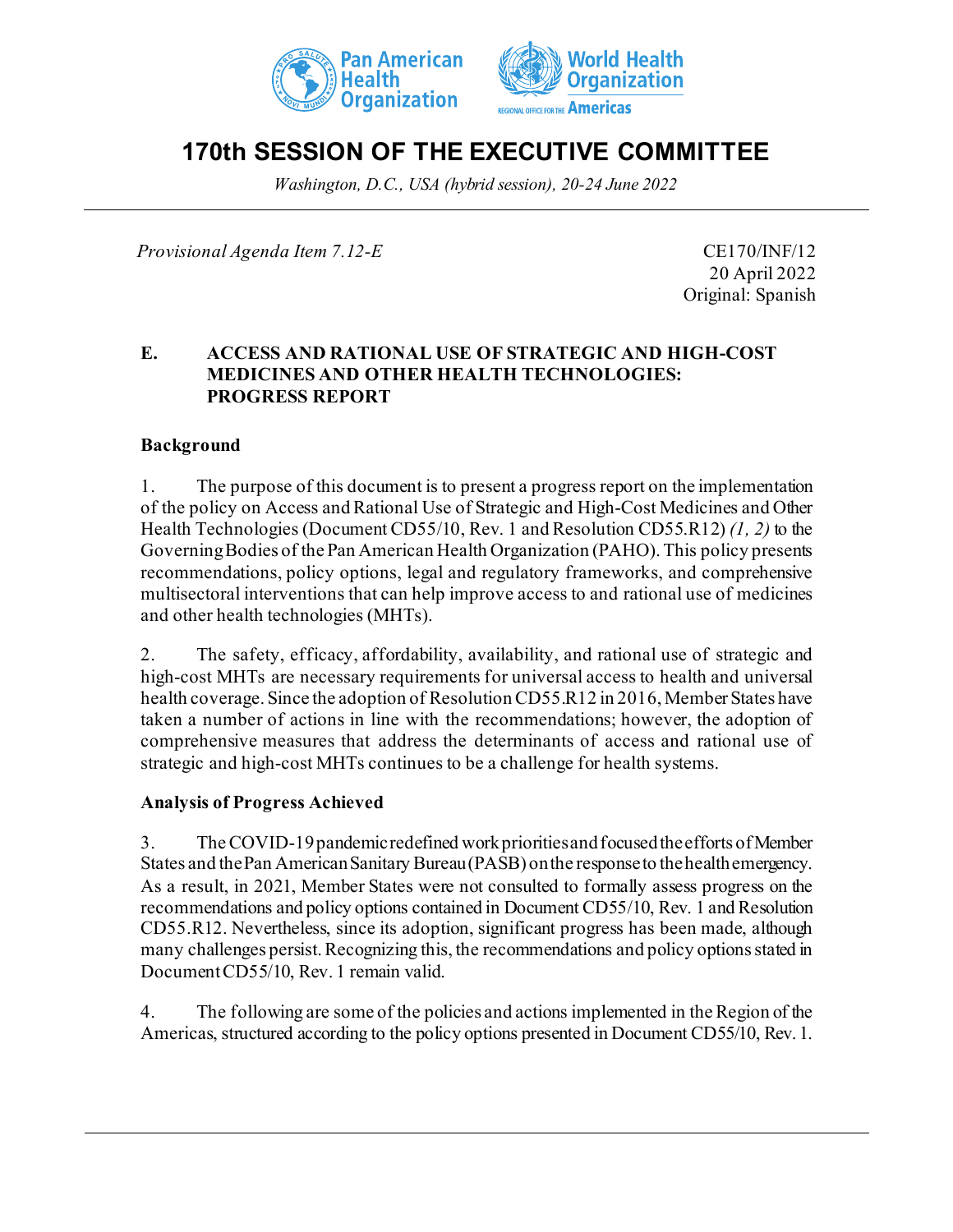# 170th SESSION OF THE EXECUTIVE COMMITTEE

*Washington, D.C., USA (hybrid session), 20-24 June 2022*

*Provisional Agenda Item 7.12-E*

CE170/INF/12
20 April 2022
Original: Spanish

## E. ACCESS AND RATIONAL USE OF STRATEGIC AND HIGH-COST MEDICINES AND OTHER HEALTH TECHNOLOGIES: PROGRESS REPORT

### Background

1. The purpose of this document is to present a progress report on the implementation of the policy on Access and Rational Use of Strategic and High-Cost Medicines and Other Health Technologies (Document CD55/10, Rev. 1 and Resolution CD55.R12) *(1, 2)* to the Governing Bodies of the Pan American Health Organization (PAHO). This policy presents recommendations, policy options, legal and regulatory frameworks, and comprehensive multisectoral interventions that can help improve access to and rational use of medicines and other health technologies (MHTs).

2. The safety, efficacy, affordability, availability, and rational use of strategic and high-cost MHTs are necessary requirements for universal access to health and universal health coverage. Since the adoption of Resolution CD55.R12 in 2016, Member States have taken a number of actions in line with the recommendations; however, the adoption of comprehensive measures that address the determinants of access and rational use of strategic and high-cost MHTs continues to be a challenge for health systems.

### Analysis of Progress Achieved

3. The COVID-19 pandemic redefined work priorities and focused the efforts of Member States and the Pan American Sanitary Bureau (PASB) on the response to the health emergency. As a result, in 2021, Member States were not consulted to formally assess progress on the recommendations and policy options contained in Document CD55/10, Rev. 1 and Resolution CD55.R12. Nevertheless, since its adoption, significant progress has been made, although many challenges persist. Recognizing this, the recommendations and policy options stated in Document CD55/10, Rev. 1 remain valid.

4. The following are some of the policies and actions implemented in the Region of the Americas, structured according to the policy options presented in Document CD55/10, Rev. 1.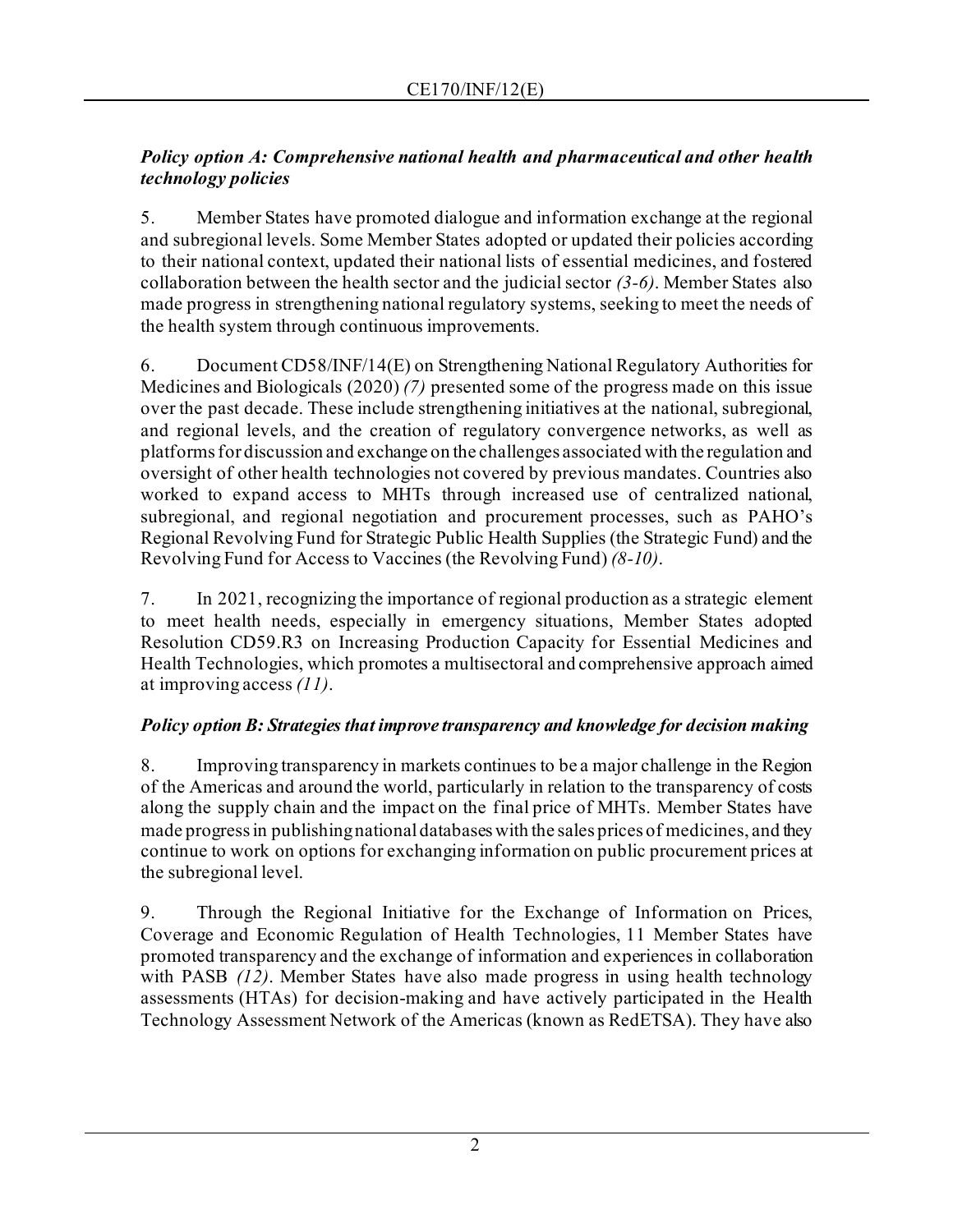***Policy option A: Comprehensive national health and pharmaceutical and other health technology policies***

5. Member States have promoted dialogue and information exchange at the regional and subregional levels. Some Member States adopted or updated their policies according to their national context, updated their national lists of essential medicines, and fostered collaboration between the health sector and the judicial sector *(3-6)*. Member States also made progress in strengthening national regulatory systems, seeking to meet the needs of the health system through continuous improvements.

6. Document CD58/INF/14(E) on Strengthening National Regulatory Authorities for Medicines and Biologicals (2020) *(7)* presented some of the progress made on this issue over the past decade. These include strengthening initiatives at the national, subregional, and regional levels, and the creation of regulatory convergence networks, as well as platforms for discussion and exchange on the challenges associated with the regulation and oversight of other health technologies not covered by previous mandates. Countries also worked to expand access to MHTs through increased use of centralized national, subregional, and regional negotiation and procurement processes, such as PAHO's Regional Revolving Fund for Strategic Public Health Supplies (the Strategic Fund) and the Revolving Fund for Access to Vaccines (the Revolving Fund) *(8-10)*.

7. In 2021, recognizing the importance of regional production as a strategic element to meet health needs, especially in emergency situations, Member States adopted Resolution CD59.R3 on Increasing Production Capacity for Essential Medicines and Health Technologies, which promotes a multisectoral and comprehensive approach aimed at improving access *(11)*.

***Policy option B: Strategies that improve transparency and knowledge for decision making***

8. Improving transparency in markets continues to be a major challenge in the Region of the Americas and around the world, particularly in relation to the transparency of costs along the supply chain and the impact on the final price of MHTs. Member States have made progress in publishing national databases with the sales prices of medicines, and they continue to work on options for exchanging information on public procurement prices at the subregional level.

9. Through the Regional Initiative for the Exchange of Information on Prices, Coverage and Economic Regulation of Health Technologies, 11 Member States have promoted transparency and the exchange of information and experiences in collaboration with PASB *(12)*. Member States have also made progress in using health technology assessments (HTAs) for decision-making and have actively participated in the Health Technology Assessment Network of the Americas (known as RedETSA). They have also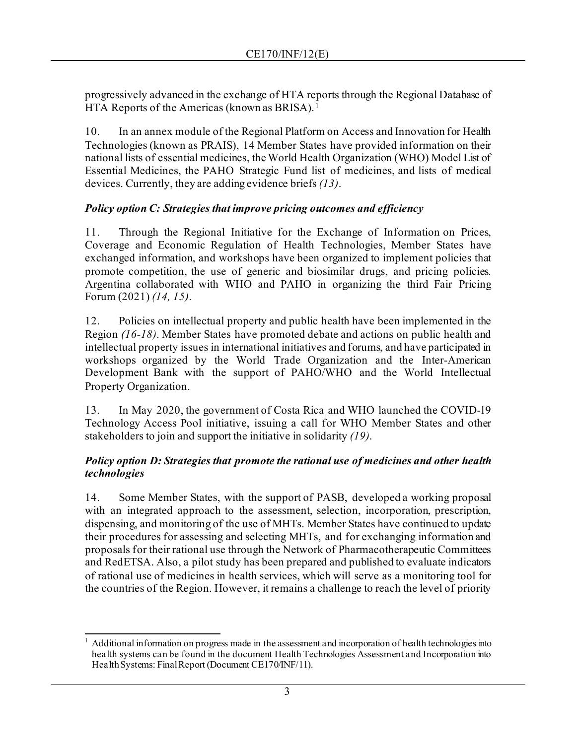progressively advanced in the exchange of HTA reports through the Regional Database of HTA Reports of the Americas (known as BRISA).[1]

10. In an annex module of the Regional Platform on Access and Innovation for Health Technologies (known as PRAIS), 14 Member States have provided information on their national lists of essential medicines, the World Health Organization (WHO) Model List of Essential Medicines, the PAHO Strategic Fund list of medicines, and lists of medical devices. Currently, they are adding evidence briefs *(13)*.

***Policy option C: Strategies that improve pricing outcomes and efficiency***

11. Through the Regional Initiative for the Exchange of Information on Prices, Coverage and Economic Regulation of Health Technologies, Member States have exchanged information, and workshops have been organized to implement policies that promote competition, the use of generic and biosimilar drugs, and pricing policies. Argentina collaborated with WHO and PAHO in organizing the third Fair Pricing Forum (2021) *(14, 15)*.

12. Policies on intellectual property and public health have been implemented in the Region *(16-18)*. Member States have promoted debate and actions on public health and intellectual property issues in international initiatives and forums, and have participated in workshops organized by the World Trade Organization and the Inter-American Development Bank with the support of PAHO/WHO and the World Intellectual Property Organization.

13. In May 2020, the government of Costa Rica and WHO launched the COVID-19 Technology Access Pool initiative, issuing a call for WHO Member States and other stakeholders to join and support the initiative in solidarity *(19)*.

***Policy option D: Strategies that promote the rational use of medicines and other health technologies***

14. Some Member States, with the support of PASB, developed a working proposal with an integrated approach to the assessment, selection, incorporation, prescription, dispensing, and monitoring of the use of MHTs. Member States have continued to update their procedures for assessing and selecting MHTs, and for exchanging information and proposals for their rational use through the Network of Pharmacotherapeutic Committees and RedETSA. Also, a pilot study has been prepared and published to evaluate indicators of rational use of medicines in health services, which will serve as a monitoring tool for the countries of the Region. However, it remains a challenge to reach the level of priority

---

[1] Additional information on progress made in the assessment and incorporation of health technologies into health systems can be found in the document Health Technologies Assessment and Incorporation into Health Systems: Final Report (Document CE170/INF/11).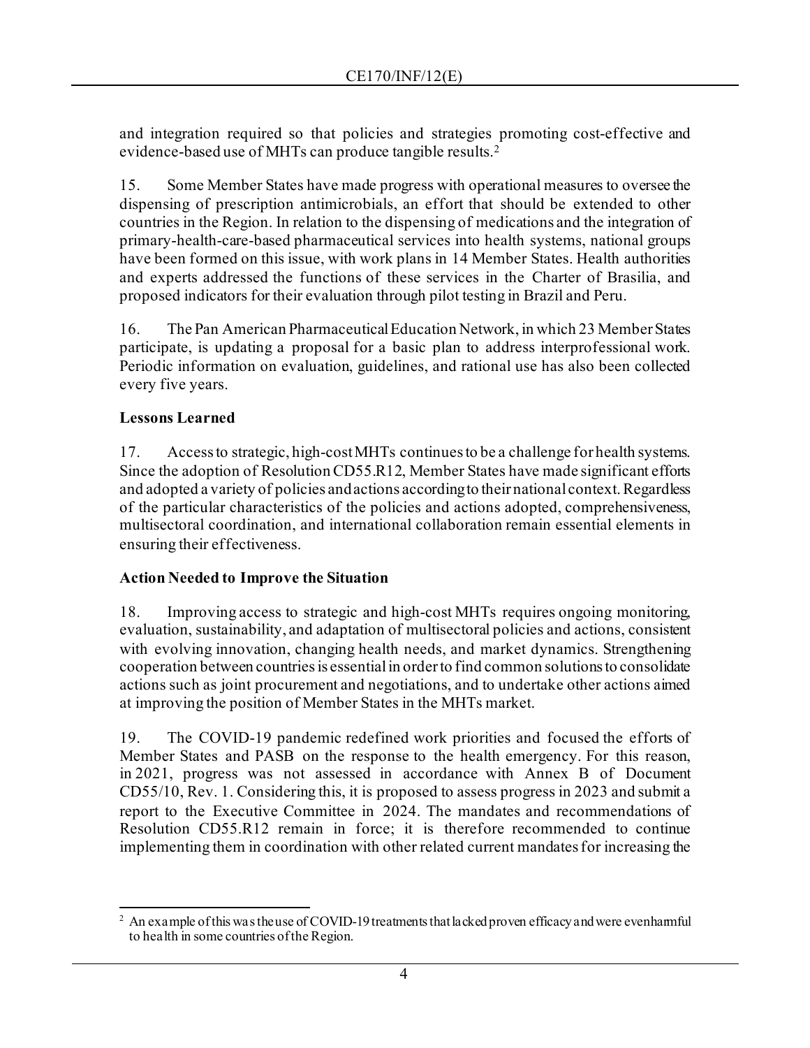and integration required so that policies and strategies promoting cost-effective and evidence-based use of MHTs can produce tangible results.[2]

15. Some Member States have made progress with operational measures to oversee the dispensing of prescription antimicrobials, an effort that should be extended to other countries in the Region. In relation to the dispensing of medications and the integration of primary-health-care-based pharmaceutical services into health systems, national groups have been formed on this issue, with work plans in 14 Member States. Health authorities and experts addressed the functions of these services in the Charter of Brasilia, and proposed indicators for their evaluation through pilot testing in Brazil and Peru.

16. The Pan American Pharmaceutical Education Network, in which 23 Member States participate, is updating a proposal for a basic plan to address interprofessional work. Periodic information on evaluation, guidelines, and rational use has also been collected every five years.

**Lessons Learned**

17. Access to strategic, high-cost MHTs continues to be a challenge for health systems. Since the adoption of Resolution CD55.R12, Member States have made significant efforts and adopted a variety of policies and actions according to their national context. Regardless of the particular characteristics of the policies and actions adopted, comprehensiveness, multisectoral coordination, and international collaboration remain essential elements in ensuring their effectiveness.

**Action Needed to Improve the Situation**

18. Improving access to strategic and high-cost MHTs requires ongoing monitoring, evaluation, sustainability, and adaptation of multisectoral policies and actions, consistent with evolving innovation, changing health needs, and market dynamics. Strengthening cooperation between countries is essential in order to find common solutions to consolidate actions such as joint procurement and negotiations, and to undertake other actions aimed at improving the position of Member States in the MHTs market.

19. The COVID-19 pandemic redefined work priorities and focused the efforts of Member States and PASB on the response to the health emergency. For this reason, in 2021, progress was not assessed in accordance with Annex B of Document CD55/10, Rev. 1. Considering this, it is proposed to assess progress in 2023 and submit a report to the Executive Committee in 2024. The mandates and recommendations of Resolution CD55.R12 remain in force; it is therefore recommended to continue implementing them in coordination with other related current mandates for increasing the

---

[2] An example of this was the use of COVID-19 treatments that lacked proven efficacy and were even harmful to health in some countries of the Region.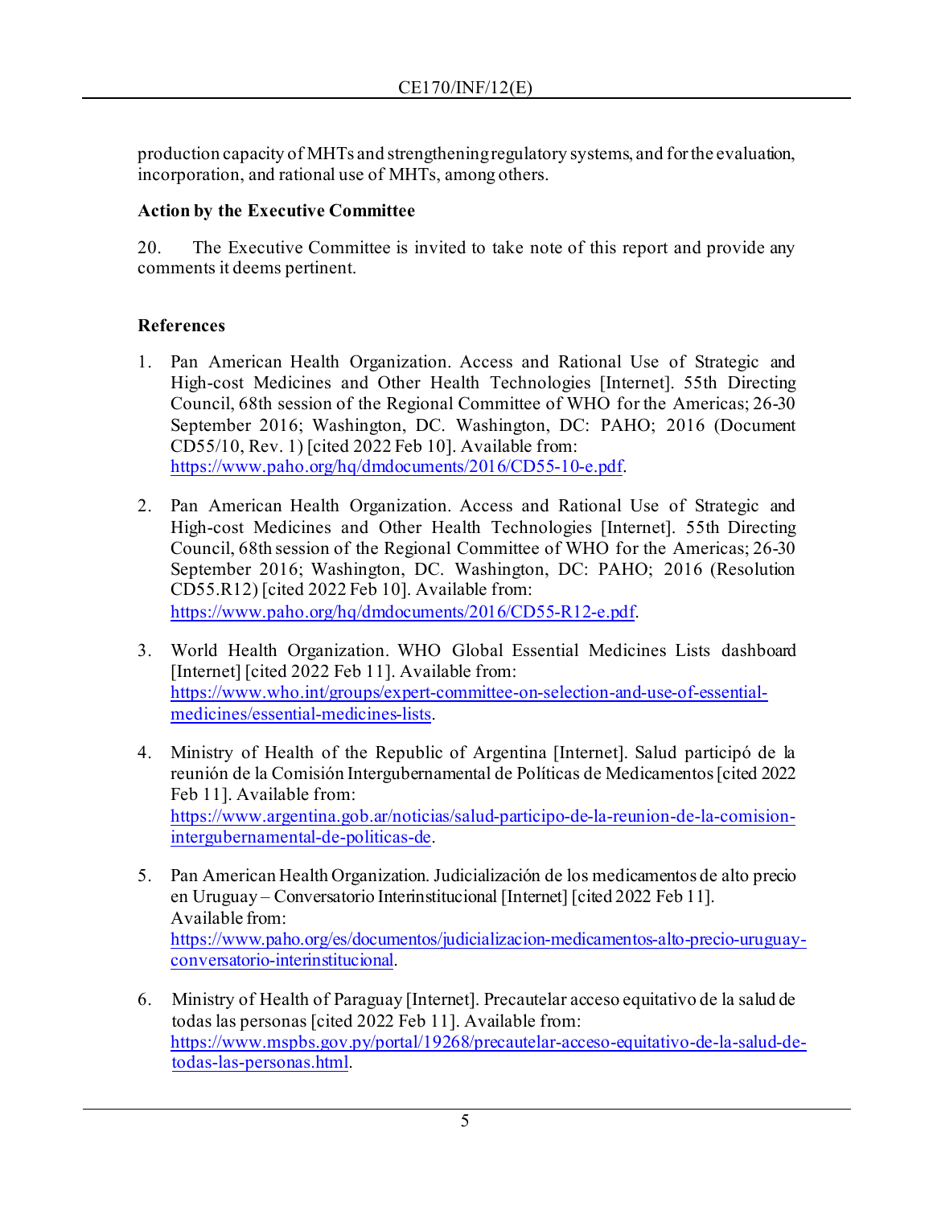production capacity of MHTs and strengthening regulatory systems, and for the evaluation, incorporation, and rational use of MHTs, among others.

**Action by the Executive Committee**

20. The Executive Committee is invited to take note of this report and provide any comments it deems pertinent.

**References**

1. Pan American Health Organization. Access and Rational Use of Strategic and High-cost Medicines and Other Health Technologies [Internet]. 55th Directing Council, 68th session of the Regional Committee of WHO for the Americas; 26-30 September 2016; Washington, DC. Washington, DC: PAHO; 2016 (Document CD55/10, Rev. 1) [cited 2022 Feb 10]. Available from: https://www.paho.org/hq/dmdocuments/2016/CD55-10-e.pdf.

2. Pan American Health Organization. Access and Rational Use of Strategic and High-cost Medicines and Other Health Technologies [Internet]. 55th Directing Council, 68th session of the Regional Committee of WHO for the Americas; 26-30 September 2016; Washington, DC. Washington, DC: PAHO; 2016 (Resolution CD55.R12) [cited 2022 Feb 10]. Available from: https://www.paho.org/hq/dmdocuments/2016/CD55-R12-e.pdf.

3. World Health Organization. WHO Global Essential Medicines Lists dashboard [Internet] [cited 2022 Feb 11]. Available from: https://www.who.int/groups/expert-committee-on-selection-and-use-of-essential-medicines/essential-medicines-lists.

4. Ministry of Health of the Republic of Argentina [Internet]. Salud participó de la reunión de la Comisión Intergubernamental de Políticas de Medicamentos [cited 2022 Feb 11]. Available from: https://www.argentina.gob.ar/noticias/salud-participo-de-la-reunion-de-la-comision-intergubernamental-de-politicas-de.

5. Pan American Health Organization. Judicialización de los medicamentos de alto precio en Uruguay – Conversatorio Interinstitucional [Internet] [cited 2022 Feb 11]. Available from: https://www.paho.org/es/documentos/judicializacion-medicamentos-alto-precio-uruguay-conversatorio-interinstitucional.

6. Ministry of Health of Paraguay [Internet]. Precautelar acceso equitativo de la salud de todas las personas [cited 2022 Feb 11]. Available from: https://www.mspbs.gov.py/portal/19268/precautelar-acceso-equitativo-de-la-salud-de-todas-las-personas.html.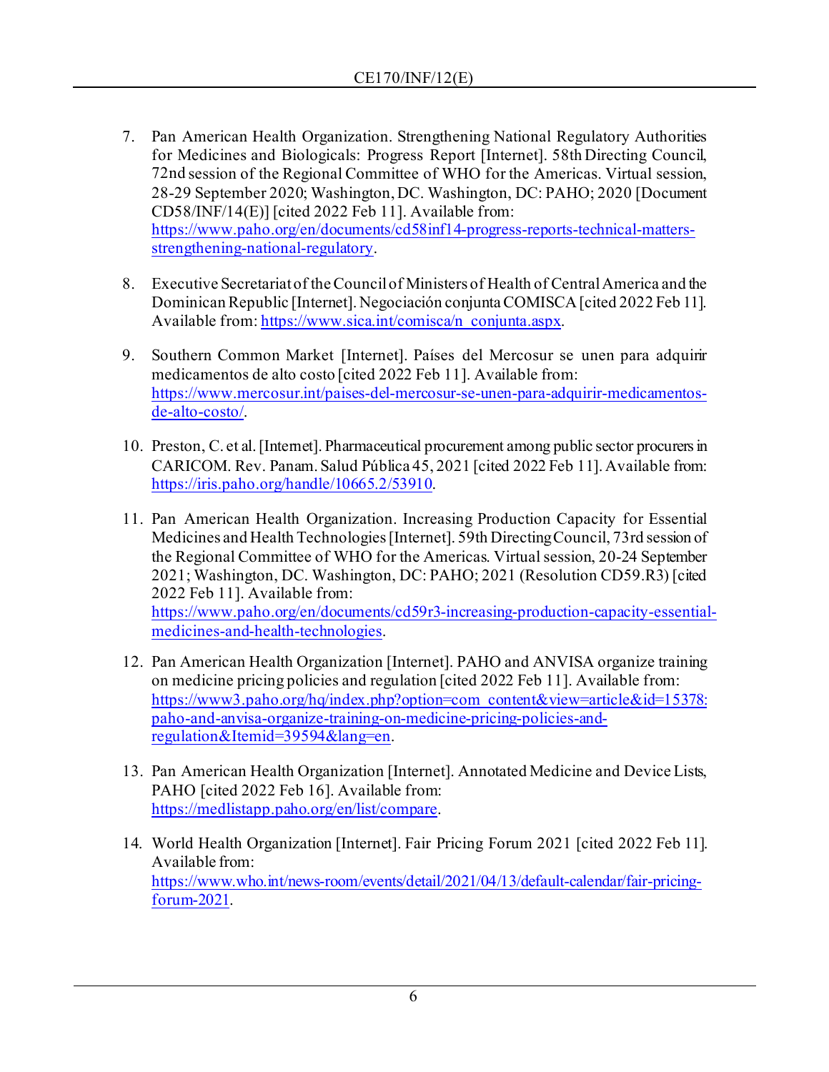7. Pan American Health Organization. Strengthening National Regulatory Authorities for Medicines and Biologicals: Progress Report [Internet]. 58th Directing Council, 72nd session of the Regional Committee of WHO for the Americas. Virtual session, 28-29 September 2020; Washington, DC. Washington, DC: PAHO; 2020 [Document CD58/INF/14(E)] [cited 2022 Feb 11]. Available from: https://www.paho.org/en/documents/cd58inf14-progress-reports-technical-matters-strengthening-national-regulatory.

8. Executive Secretariat of the Council of Ministers of Health of Central America and the Dominican Republic [Internet]. Negociación conjunta COMISCA [cited 2022 Feb 11]. Available from: https://www.sica.int/comisca/n_conjunta.aspx.

9. Southern Common Market [Internet]. Países del Mercosur se unen para adquirir medicamentos de alto costo [cited 2022 Feb 11]. Available from: https://www.mercosur.int/paises-del-mercosur-se-unen-para-adquirir-medicamentos-de-alto-costo/.

10. Preston, C. et al. [Internet]. Pharmaceutical procurement among public sector procurers in CARICOM. Rev. Panam. Salud Pública 45, 2021 [cited 2022 Feb 11]. Available from: https://iris.paho.org/handle/10665.2/53910.

11. Pan American Health Organization. Increasing Production Capacity for Essential Medicines and Health Technologies [Internet]. 59th Directing Council, 73rd session of the Regional Committee of WHO for the Americas. Virtual session, 20-24 September 2021; Washington, DC. Washington, DC: PAHO; 2021 (Resolution CD59.R3) [cited 2022 Feb 11]. Available from: https://www.paho.org/en/documents/cd59r3-increasing-production-capacity-essential-medicines-and-health-technologies.

12. Pan American Health Organization [Internet]. PAHO and ANVISA organize training on medicine pricing policies and regulation [cited 2022 Feb 11]. Available from: https://www3.paho.org/hq/index.php?option=com_content&view=article&id=15378:paho-and-anvisa-organize-training-on-medicine-pricing-policies-and-regulation&Itemid=39594&lang=en.

13. Pan American Health Organization [Internet]. Annotated Medicine and Device Lists, PAHO [cited 2022 Feb 16]. Available from: https://medlistapp.paho.org/en/list/compare.

14. World Health Organization [Internet]. Fair Pricing Forum 2021 [cited 2022 Feb 11]. Available from: https://www.who.int/news-room/events/detail/2021/04/13/default-calendar/fair-pricing-forum-2021.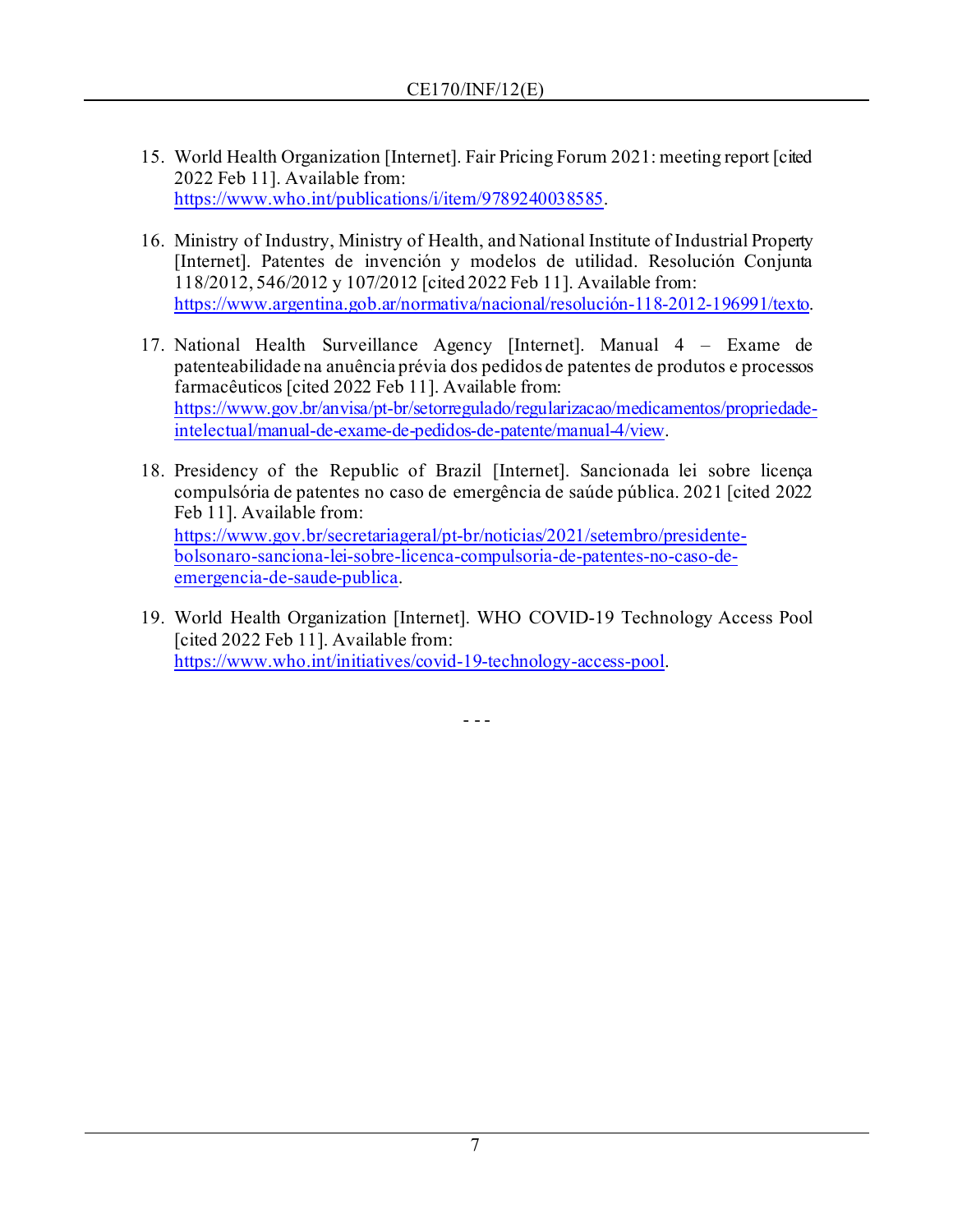15. World Health Organization [Internet]. Fair Pricing Forum 2021: meeting report [cited 2022 Feb 11]. Available from: https://www.who.int/publications/i/item/9789240038585.

16. Ministry of Industry, Ministry of Health, and National Institute of Industrial Property [Internet]. Patentes de invención y modelos de utilidad. Resolución Conjunta 118/2012, 546/2012 y 107/2012 [cited 2022 Feb 11]. Available from: https://www.argentina.gob.ar/normativa/nacional/resolución-118-2012-196991/texto.

17. National Health Surveillance Agency [Internet]. Manual 4 – Exame de patenteabilidade na anuência prévia dos pedidos de patentes de produtos e processos farmacêuticos [cited 2022 Feb 11]. Available from: https://www.gov.br/anvisa/pt-br/setorregulado/regularizacao/medicamentos/propriedade-intelectual/manual-de-exame-de-pedidos-de-patente/manual-4/view.

18. Presidency of the Republic of Brazil [Internet]. Sancionada lei sobre licença compulsória de patentes no caso de emergência de saúde pública. 2021 [cited 2022 Feb 11]. Available from: https://www.gov.br/secretariageral/pt-br/noticias/2021/setembro/presidente-bolsonaro-sanciona-lei-sobre-licenca-compulsoria-de-patentes-no-caso-de-emergencia-de-saude-publica.

19. World Health Organization [Internet]. WHO COVID-19 Technology Access Pool [cited 2022 Feb 11]. Available from: https://www.who.int/initiatives/covid-19-technology-access-pool.

- - -